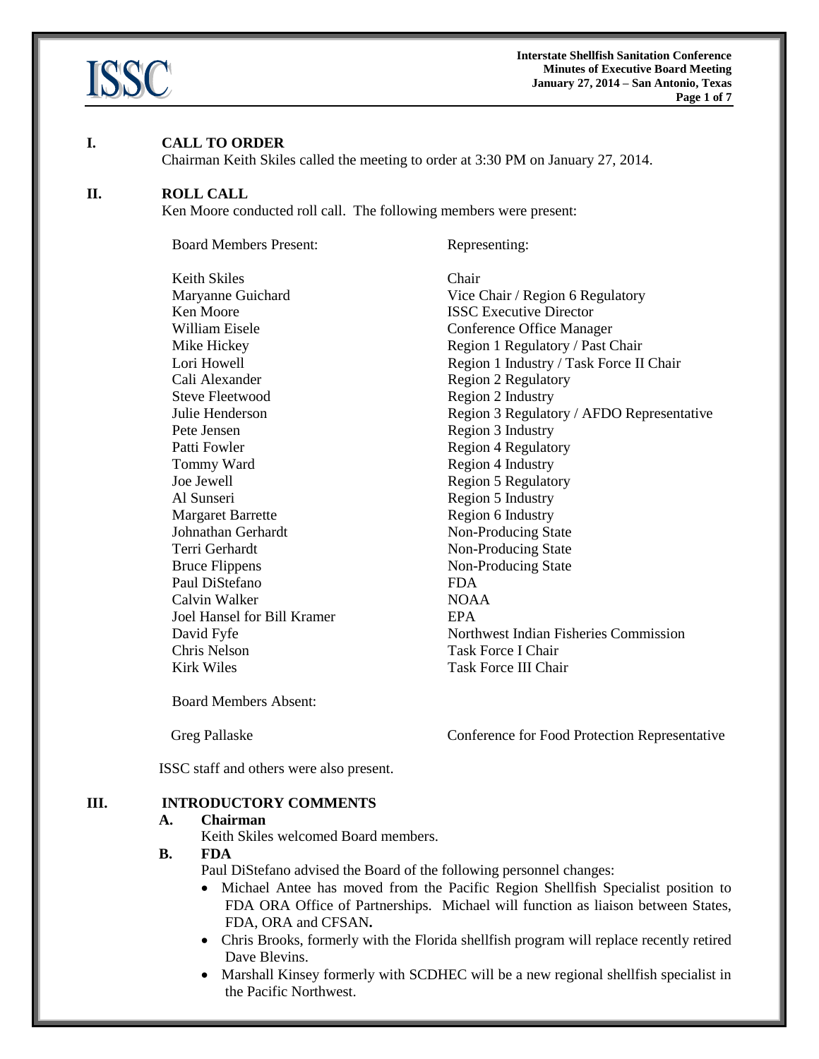## I. CALL TO ORDER

Chairman Keith Skiles called the meeting to order at 3:30 PM on January 27, 2014.

## II. ROLL CALL

Ken Moore conducted roll call. The following members were present:

| Board Members Present: | Representing: |
|---|---|
| Keith Skiles | Chair |
| Maryanne Guichard | Vice Chair / Region 6 Regulatory |
| Ken Moore | ISSC Executive Director |
| William Eisele | Conference Office Manager |
| Mike Hickey | Region 1 Regulatory / Past Chair |
| Lori Howell | Region 1 Industry / Task Force II Chair |
| Cali Alexander | Region 2 Regulatory |
| Steve Fleetwood | Region 2 Industry |
| Julie Henderson | Region 3 Regulatory / AFDO Representative |
| Pete Jensen | Region 3 Industry |
| Patti Fowler | Region 4 Regulatory |
| Tommy Ward | Region 4 Industry |
| Joe Jewell | Region 5 Regulatory |
| Al Sunseri | Region 5 Industry |
| Margaret Barrette | Region 6 Industry |
| Johnathan Gerhardt | Non-Producing State |
| Terri Gerhardt | Non-Producing State |
| Bruce Flippens | Non-Producing State |
| Paul DiStefano | FDA |
| Calvin Walker | NOAA |
| Joel Hansel for Bill Kramer | EPA |
| David Fyfe | Northwest Indian Fisheries Commission |
| Chris Nelson | Task Force I Chair |
| Kirk Wiles | Task Force III Chair |

Board Members Absent:

| | |
|---|---|
| Greg Pallaske | Conference for Food Protection Representative |

ISSC staff and others were also present.

## III. INTRODUCTORY COMMENTS

### A. Chairman

Keith Skiles welcomed Board members.

### B. FDA

Paul DiStefano advised the Board of the following personnel changes:

- Michael Antee has moved from the Pacific Region Shellfish Specialist position to FDA ORA Office of Partnerships. Michael will function as liaison between States, FDA, ORA and CFSAN**.**
- Chris Brooks, formerly with the Florida shellfish program will replace recently retired Dave Blevins.
- Marshall Kinsey formerly with SCDHEC will be a new regional shellfish specialist in the Pacific Northwest.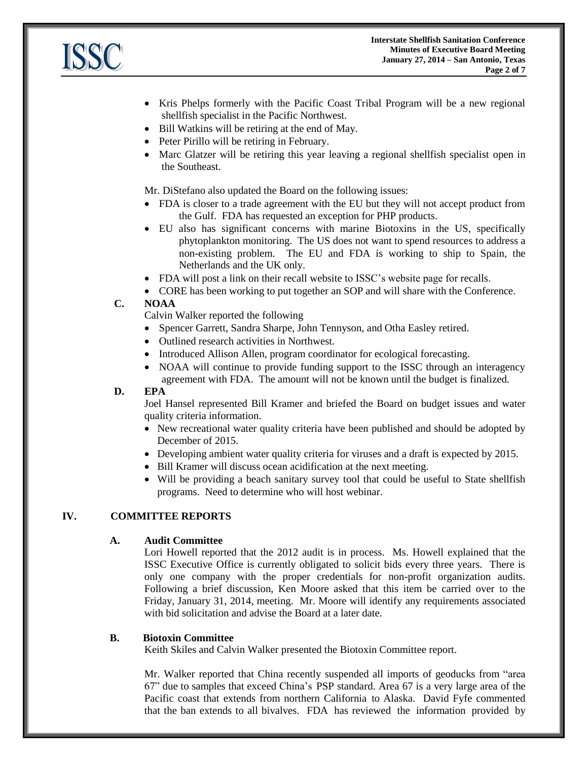- Kris Phelps formerly with the Pacific Coast Tribal Program will be a new regional shellfish specialist in the Pacific Northwest.
- Bill Watkins will be retiring at the end of May.
- Peter Pirillo will be retiring in February.
- Marc Glatzer will be retiring this year leaving a regional shellfish specialist open in the Southeast.

Mr. DiStefano also updated the Board on the following issues:

- FDA is closer to a trade agreement with the EU but they will not accept product from the Gulf. FDA has requested an exception for PHP products.
- EU also has significant concerns with marine Biotoxins in the US, specifically phytoplankton monitoring. The US does not want to spend resources to address a non-existing problem. The EU and FDA is working to ship to Spain, the Netherlands and the UK only.
- FDA will post a link on their recall website to ISSC's website page for recalls.
- CORE has been working to put together an SOP and will share with the Conference.

### C. NOAA

Calvin Walker reported the following

- Spencer Garrett, Sandra Sharpe, John Tennyson, and Otha Easley retired.
- Outlined research activities in Northwest.
- Introduced Allison Allen, program coordinator for ecological forecasting.
- NOAA will continue to provide funding support to the ISSC through an interagency agreement with FDA. The amount will not be known until the budget is finalized.

### D. EPA

Joel Hansel represented Bill Kramer and briefed the Board on budget issues and water quality criteria information.

- New recreational water quality criteria have been published and should be adopted by December of 2015.
- Developing ambient water quality criteria for viruses and a draft is expected by 2015.
- Bill Kramer will discuss ocean acidification at the next meeting.
- Will be providing a beach sanitary survey tool that could be useful to State shellfish programs. Need to determine who will host webinar.

## IV. COMMITTEE REPORTS

### A. Audit Committee

Lori Howell reported that the 2012 audit is in process. Ms. Howell explained that the ISSC Executive Office is currently obligated to solicit bids every three years. There is only one company with the proper credentials for non-profit organization audits. Following a brief discussion, Ken Moore asked that this item be carried over to the Friday, January 31, 2014, meeting. Mr. Moore will identify any requirements associated with bid solicitation and advise the Board at a later date.

### B. Biotoxin Committee

Keith Skiles and Calvin Walker presented the Biotoxin Committee report.

Mr. Walker reported that China recently suspended all imports of geoducks from "area 67" due to samples that exceed China's PSP standard. Area 67 is a very large area of the Pacific coast that extends from northern California to Alaska. David Fyfe commented that the ban extends to all bivalves. FDA has reviewed the information provided by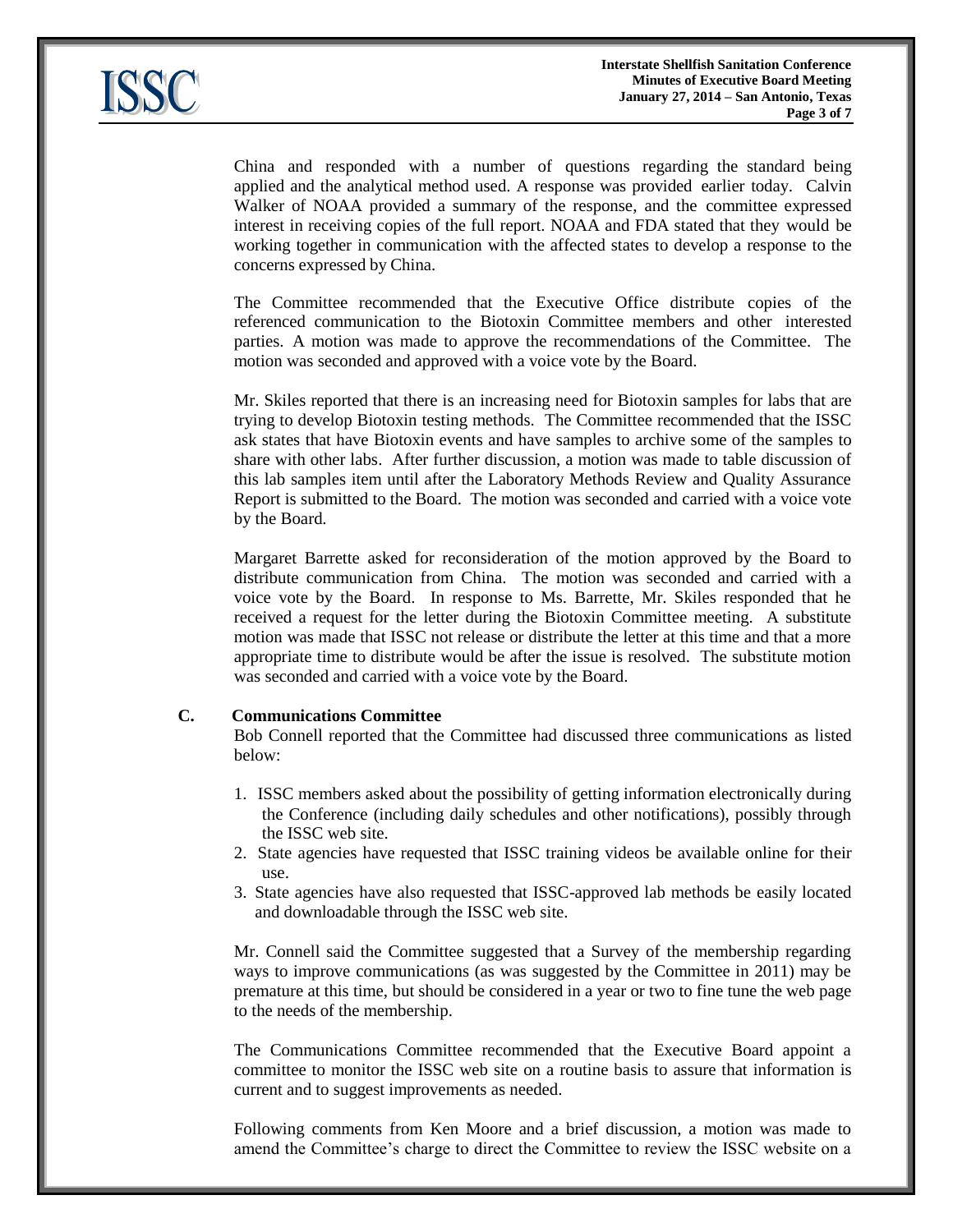China and responded with a number of questions regarding the standard being applied and the analytical method used. A response was provided earlier today. Calvin Walker of NOAA provided a summary of the response, and the committee expressed interest in receiving copies of the full report. NOAA and FDA stated that they would be working together in communication with the affected states to develop a response to the concerns expressed by China.

The Committee recommended that the Executive Office distribute copies of the referenced communication to the Biotoxin Committee members and other interested parties. A motion was made to approve the recommendations of the Committee. The motion was seconded and approved with a voice vote by the Board.

Mr. Skiles reported that there is an increasing need for Biotoxin samples for labs that are trying to develop Biotoxin testing methods. The Committee recommended that the ISSC ask states that have Biotoxin events and have samples to archive some of the samples to share with other labs. After further discussion, a motion was made to table discussion of this lab samples item until after the Laboratory Methods Review and Quality Assurance Report is submitted to the Board. The motion was seconded and carried with a voice vote by the Board.

Margaret Barrette asked for reconsideration of the motion approved by the Board to distribute communication from China. The motion was seconded and carried with a voice vote by the Board. In response to Ms. Barrette, Mr. Skiles responded that he received a request for the letter during the Biotoxin Committee meeting. A substitute motion was made that ISSC not release or distribute the letter at this time and that a more appropriate time to distribute would be after the issue is resolved. The substitute motion was seconded and carried with a voice vote by the Board.

**C. Communications Committee**

Bob Connell reported that the Committee had discussed three communications as listed below:

1. ISSC members asked about the possibility of getting information electronically during the Conference (including daily schedules and other notifications), possibly through the ISSC web site.
2. State agencies have requested that ISSC training videos be available online for their use.
3. State agencies have also requested that ISSC-approved lab methods be easily located and downloadable through the ISSC web site.

Mr. Connell said the Committee suggested that a Survey of the membership regarding ways to improve communications (as was suggested by the Committee in 2011) may be premature at this time, but should be considered in a year or two to fine tune the web page to the needs of the membership.

The Communications Committee recommended that the Executive Board appoint a committee to monitor the ISSC web site on a routine basis to assure that information is current and to suggest improvements as needed.

Following comments from Ken Moore and a brief discussion, a motion was made to amend the Committee's charge to direct the Committee to review the ISSC website on a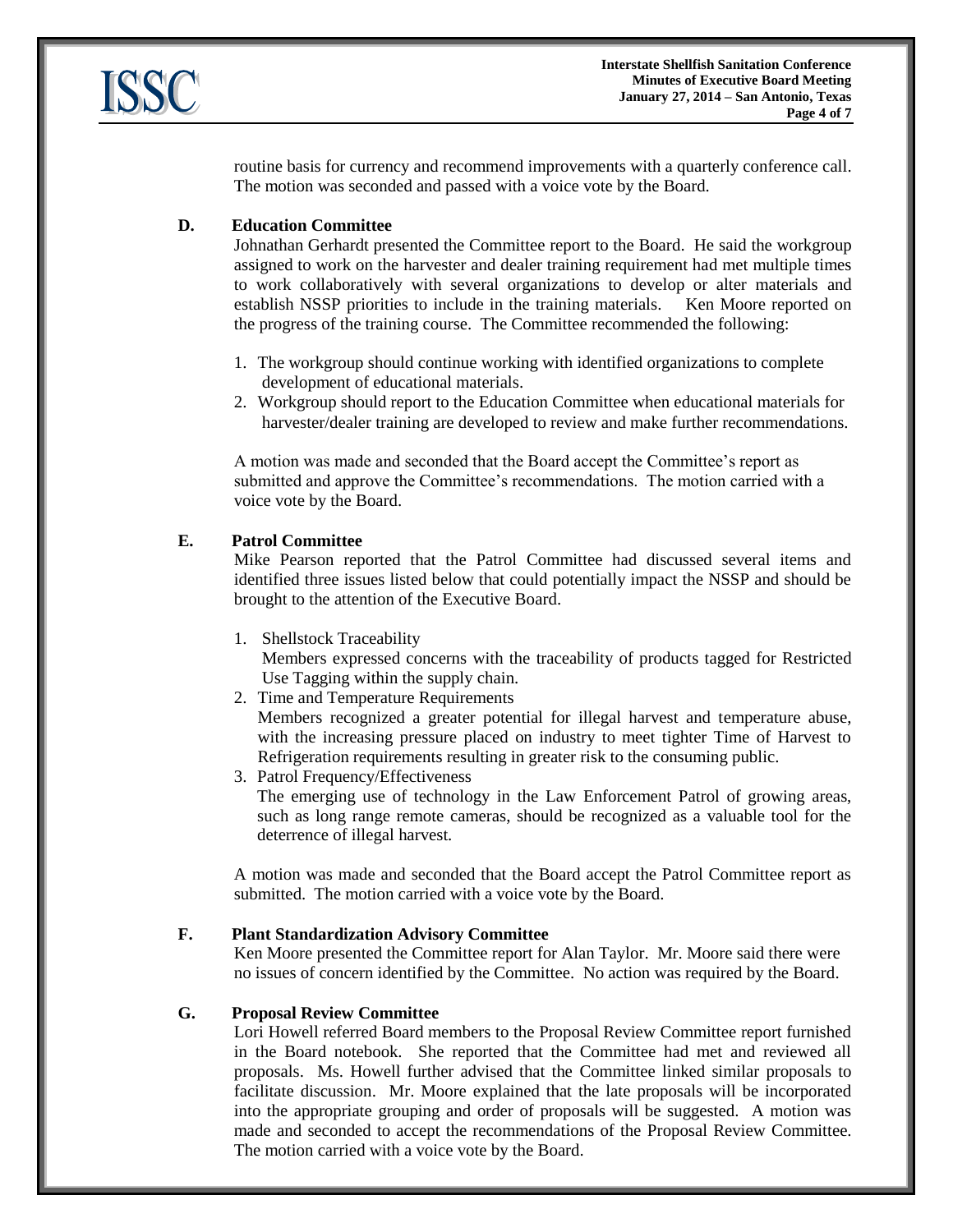routine basis for currency and recommend improvements with a quarterly conference call. The motion was seconded and passed with a voice vote by the Board.

**D. Education Committee**

Johnathan Gerhardt presented the Committee report to the Board. He said the workgroup assigned to work on the harvester and dealer training requirement had met multiple times to work collaboratively with several organizations to develop or alter materials and establish NSSP priorities to include in the training materials. Ken Moore reported on the progress of the training course. The Committee recommended the following:

1. The workgroup should continue working with identified organizations to complete development of educational materials.
2. Workgroup should report to the Education Committee when educational materials for harvester/dealer training are developed to review and make further recommendations.

A motion was made and seconded that the Board accept the Committee's report as submitted and approve the Committee's recommendations. The motion carried with a voice vote by the Board.

**E. Patrol Committee**

Mike Pearson reported that the Patrol Committee had discussed several items and identified three issues listed below that could potentially impact the NSSP and should be brought to the attention of the Executive Board.

1. Shellstock Traceability
   Members expressed concerns with the traceability of products tagged for Restricted Use Tagging within the supply chain.
2. Time and Temperature Requirements
   Members recognized a greater potential for illegal harvest and temperature abuse, with the increasing pressure placed on industry to meet tighter Time of Harvest to Refrigeration requirements resulting in greater risk to the consuming public.
3. Patrol Frequency/Effectiveness
   The emerging use of technology in the Law Enforcement Patrol of growing areas, such as long range remote cameras, should be recognized as a valuable tool for the deterrence of illegal harvest.

A motion was made and seconded that the Board accept the Patrol Committee report as submitted. The motion carried with a voice vote by the Board.

**F. Plant Standardization Advisory Committee**

Ken Moore presented the Committee report for Alan Taylor. Mr. Moore said there were no issues of concern identified by the Committee. No action was required by the Board.

**G. Proposal Review Committee**

Lori Howell referred Board members to the Proposal Review Committee report furnished in the Board notebook. She reported that the Committee had met and reviewed all proposals. Ms. Howell further advised that the Committee linked similar proposals to facilitate discussion. Mr. Moore explained that the late proposals will be incorporated into the appropriate grouping and order of proposals will be suggested. A motion was made and seconded to accept the recommendations of the Proposal Review Committee. The motion carried with a voice vote by the Board.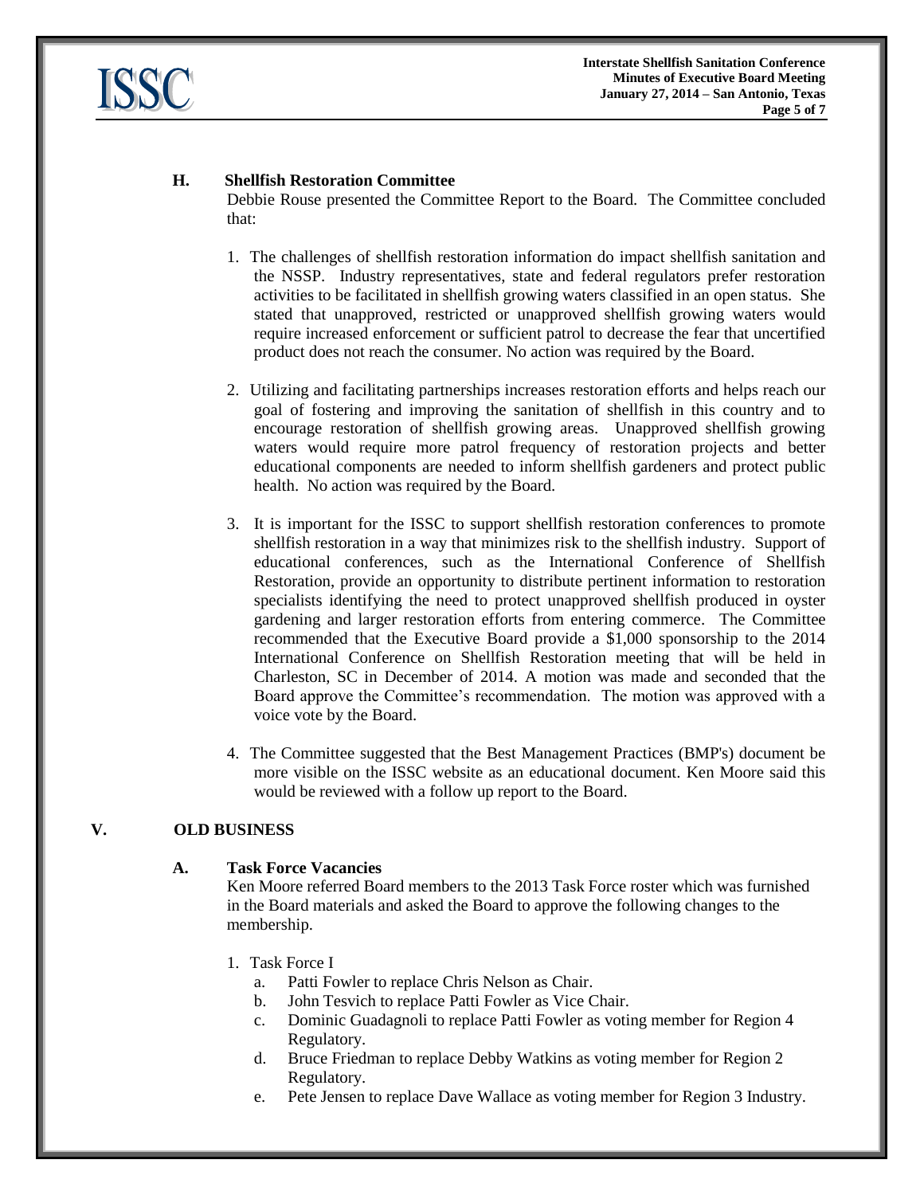### H. Shellfish Restoration Committee

Debbie Rouse presented the Committee Report to the Board. The Committee concluded that:

1. The challenges of shellfish restoration information do impact shellfish sanitation and the NSSP. Industry representatives, state and federal regulators prefer restoration activities to be facilitated in shellfish growing waters classified in an open status. She stated that unapproved, restricted or unapproved shellfish growing waters would require increased enforcement or sufficient patrol to decrease the fear that uncertified product does not reach the consumer. No action was required by the Board.

2. Utilizing and facilitating partnerships increases restoration efforts and helps reach our goal of fostering and improving the sanitation of shellfish in this country and to encourage restoration of shellfish growing areas. Unapproved shellfish growing waters would require more patrol frequency of restoration projects and better educational components are needed to inform shellfish gardeners and protect public health. No action was required by the Board.

3. It is important for the ISSC to support shellfish restoration conferences to promote shellfish restoration in a way that minimizes risk to the shellfish industry. Support of educational conferences, such as the International Conference of Shellfish Restoration, provide an opportunity to distribute pertinent information to restoration specialists identifying the need to protect unapproved shellfish produced in oyster gardening and larger restoration efforts from entering commerce. The Committee recommended that the Executive Board provide a $1,000 sponsorship to the 2014 International Conference on Shellfish Restoration meeting that will be held in Charleston, SC in December of 2014. A motion was made and seconded that the Board approve the Committee's recommendation. The motion was approved with a voice vote by the Board.

4. The Committee suggested that the Best Management Practices (BMP's) document be more visible on the ISSC website as an educational document. Ken Moore said this would be reviewed with a follow up report to the Board.

## V. OLD BUSINESS

### A. Task Force Vacancies

Ken Moore referred Board members to the 2013 Task Force roster which was furnished in the Board materials and asked the Board to approve the following changes to the membership.

1. Task Force I
   a. Patti Fowler to replace Chris Nelson as Chair.
   b. John Tesvich to replace Patti Fowler as Vice Chair.
   c. Dominic Guadagnoli to replace Patti Fowler as voting member for Region 4 Regulatory.
   d. Bruce Friedman to replace Debby Watkins as voting member for Region 2 Regulatory.
   e. Pete Jensen to replace Dave Wallace as voting member for Region 3 Industry.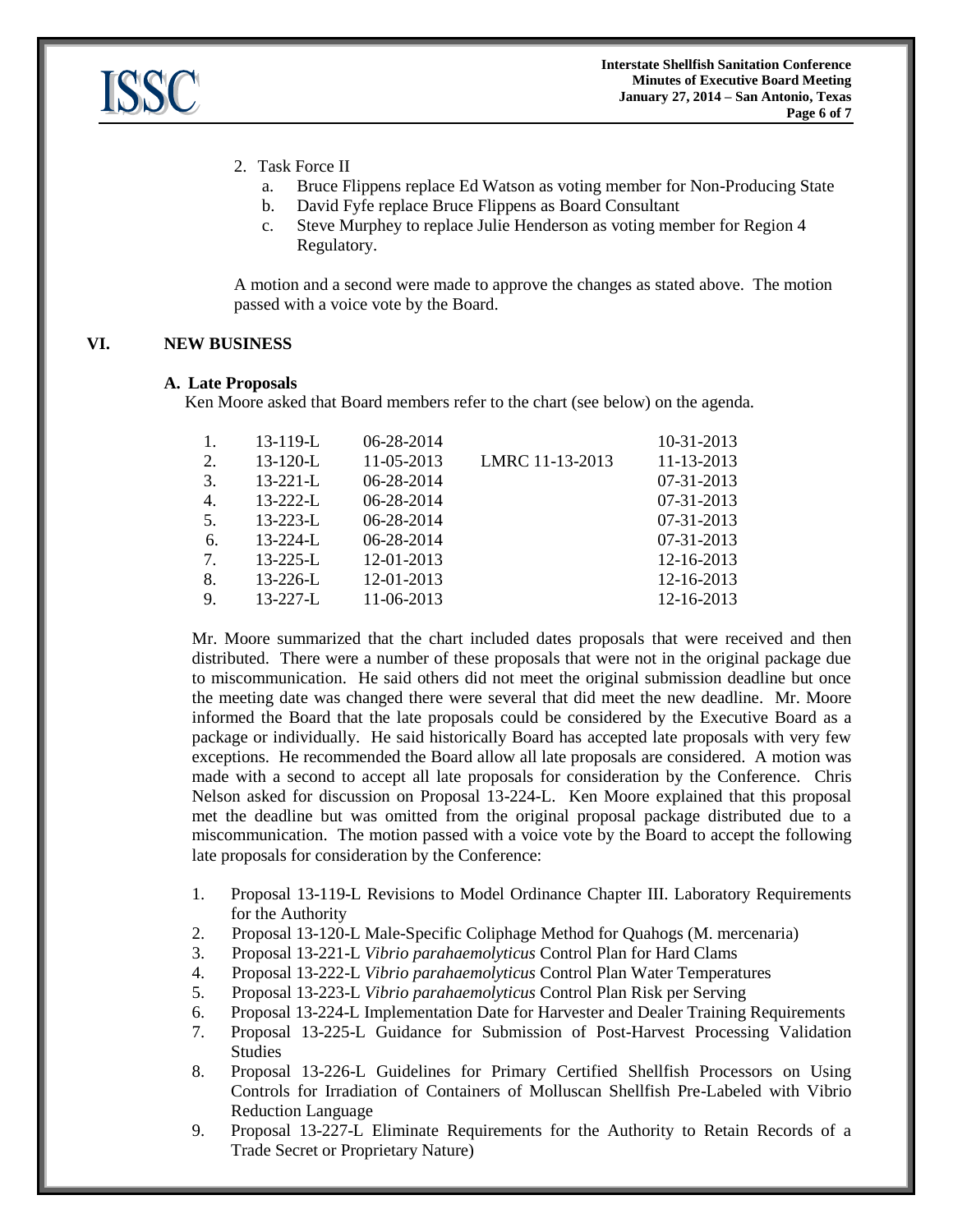2. Task Force II
   a. Bruce Flippens replace Ed Watson as voting member for Non-Producing State
   b. David Fyfe replace Bruce Flippens as Board Consultant
   c. Steve Murphey to replace Julie Henderson as voting member for Region 4 Regulatory.

A motion and a second were made to approve the changes as stated above. The motion passed with a voice vote by the Board.

## VI. NEW BUSINESS

### A. Late Proposals

Ken Moore asked that Board members refer to the chart (see below) on the agenda.

| | | | | |
|---|---|---|---|---|
| 1. | 13-119-L | 06-28-2014 | | 10-31-2013 |
| 2. | 13-120-L | 11-05-2013 | LMRC 11-13-2013 | 11-13-2013 |
| 3. | 13-221-L | 06-28-2014 | | 07-31-2013 |
| 4. | 13-222-L | 06-28-2014 | | 07-31-2013 |
| 5. | 13-223-L | 06-28-2014 | | 07-31-2013 |
| 6. | 13-224-L | 06-28-2014 | | 07-31-2013 |
| 7. | 13-225-L | 12-01-2013 | | 12-16-2013 |
| 8. | 13-226-L | 12-01-2013 | | 12-16-2013 |
| 9. | 13-227-L | 11-06-2013 | | 12-16-2013 |

Mr. Moore summarized that the chart included dates proposals that were received and then distributed. There were a number of these proposals that were not in the original package due to miscommunication. He said others did not meet the original submission deadline but once the meeting date was changed there were several that did meet the new deadline. Mr. Moore informed the Board that the late proposals could be considered by the Executive Board as a package or individually. He said historically Board has accepted late proposals with very few exceptions. He recommended the Board allow all late proposals are considered. A motion was made with a second to accept all late proposals for consideration by the Conference. Chris Nelson asked for discussion on Proposal 13-224-L. Ken Moore explained that this proposal met the deadline but was omitted from the original proposal package distributed due to a miscommunication. The motion passed with a voice vote by the Board to accept the following late proposals for consideration by the Conference:

1. Proposal 13-119-L Revisions to Model Ordinance Chapter III. Laboratory Requirements for the Authority
2. Proposal 13-120-L Male-Specific Coliphage Method for Quahogs (M. mercenaria)
3. Proposal 13-221-L *Vibrio parahaemolyticus* Control Plan for Hard Clams
4. Proposal 13-222-L *Vibrio parahaemolyticus* Control Plan Water Temperatures
5. Proposal 13-223-L *Vibrio parahaemolyticus* Control Plan Risk per Serving
6. Proposal 13-224-L Implementation Date for Harvester and Dealer Training Requirements
7. Proposal 13-225-L Guidance for Submission of Post-Harvest Processing Validation Studies
8. Proposal 13-226-L Guidelines for Primary Certified Shellfish Processors on Using Controls for Irradiation of Containers of Molluscan Shellfish Pre-Labeled with Vibrio Reduction Language
9. Proposal 13-227-L Eliminate Requirements for the Authority to Retain Records of a Trade Secret or Proprietary Nature)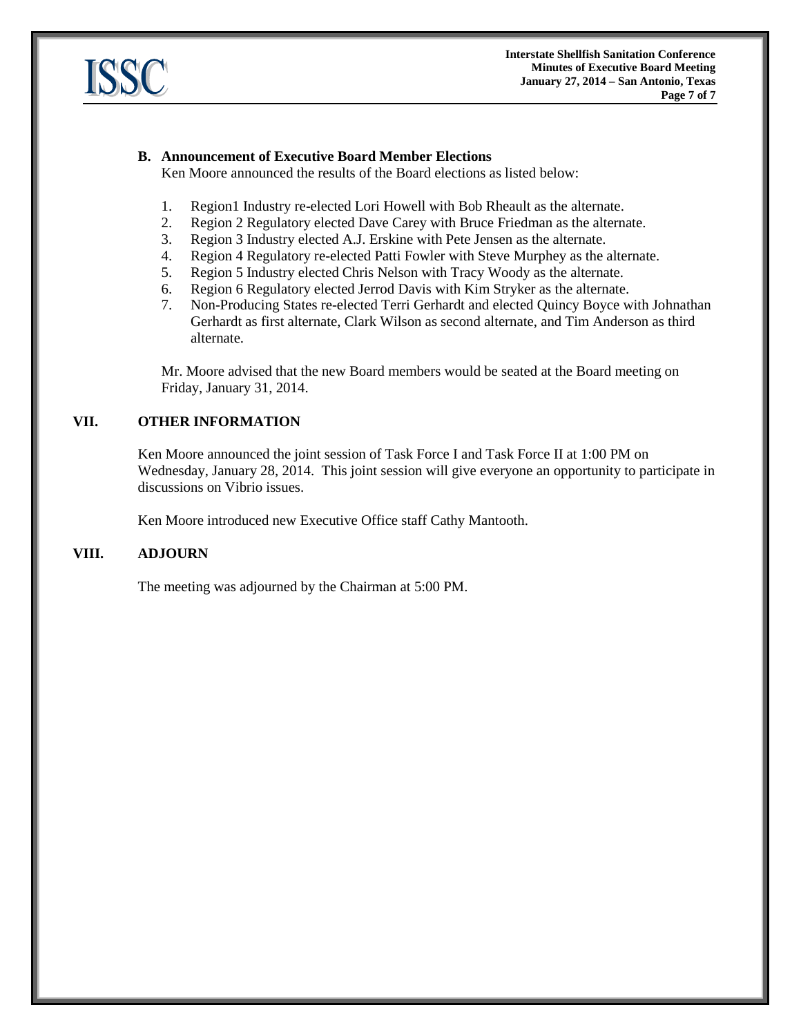### B. Announcement of Executive Board Member Elections

Ken Moore announced the results of the Board elections as listed below:

1. Region1 Industry re-elected Lori Howell with Bob Rheault as the alternate.
2. Region 2 Regulatory elected Dave Carey with Bruce Friedman as the alternate.
3. Region 3 Industry elected A.J. Erskine with Pete Jensen as the alternate.
4. Region 4 Regulatory re-elected Patti Fowler with Steve Murphey as the alternate.
5. Region 5 Industry elected Chris Nelson with Tracy Woody as the alternate.
6. Region 6 Regulatory elected Jerrod Davis with Kim Stryker as the alternate.
7. Non-Producing States re-elected Terri Gerhardt and elected Quincy Boyce with Johnathan Gerhardt as first alternate, Clark Wilson as second alternate, and Tim Anderson as third alternate.

Mr. Moore advised that the new Board members would be seated at the Board meeting on Friday, January 31, 2014.

## VII. OTHER INFORMATION

Ken Moore announced the joint session of Task Force I and Task Force II at 1:00 PM on Wednesday, January 28, 2014. This joint session will give everyone an opportunity to participate in discussions on Vibrio issues.

Ken Moore introduced new Executive Office staff Cathy Mantooth.

## VIII. ADJOURN

The meeting was adjourned by the Chairman at 5:00 PM.